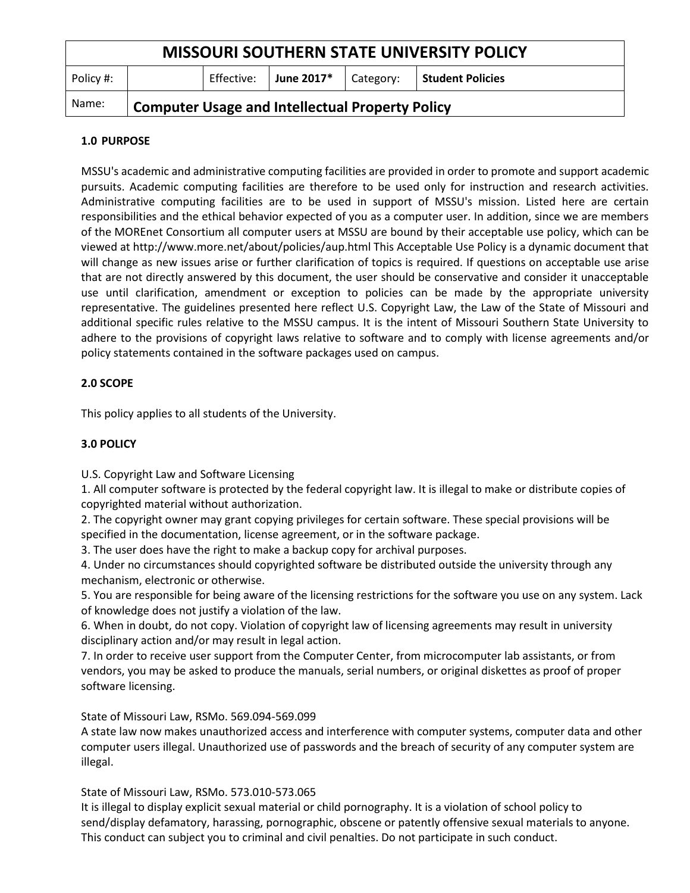| MISSOURI SOUTHERN STATE UNIVERSITY POLICY | | | | | |
|---|---|---|---|---|---|
| Policy #: | | Effective: | **June 2017*** | Category: | **Student Policies** |
| Name: | **Computer Usage and Intellectual Property Policy** | | | | |

### 1.0 PURPOSE

MSSU's academic and administrative computing facilities are provided in order to promote and support academic pursuits. Academic computing facilities are therefore to be used only for instruction and research activities. Administrative computing facilities are to be used in support of MSSU's mission. Listed here are certain responsibilities and the ethical behavior expected of you as a computer user. In addition, since we are members of the MOREnet Consortium all computer users at MSSU are bound by their acceptable use policy, which can be viewed at http://www.more.net/about/policies/aup.html This Acceptable Use Policy is a dynamic document that will change as new issues arise or further clarification of topics is required. If questions on acceptable use arise that are not directly answered by this document, the user should be conservative and consider it unacceptable use until clarification, amendment or exception to policies can be made by the appropriate university representative. The guidelines presented here reflect U.S. Copyright Law, the Law of the State of Missouri and additional specific rules relative to the MSSU campus. It is the intent of Missouri Southern State University to adhere to the provisions of copyright laws relative to software and to comply with license agreements and/or policy statements contained in the software packages used on campus.

### 2.0 SCOPE

This policy applies to all students of the University.

### 3.0 POLICY

U.S. Copyright Law and Software Licensing

1. All computer software is protected by the federal copyright law. It is illegal to make or distribute copies of copyrighted material without authorization.
2. The copyright owner may grant copying privileges for certain software. These special provisions will be specified in the documentation, license agreement, or in the software package.
3. The user does have the right to make a backup copy for archival purposes.
4. Under no circumstances should copyrighted software be distributed outside the university through any mechanism, electronic or otherwise.
5. You are responsible for being aware of the licensing restrictions for the software you use on any system. Lack of knowledge does not justify a violation of the law.
6. When in doubt, do not copy. Violation of copyright law of licensing agreements may result in university disciplinary action and/or may result in legal action.
7. In order to receive user support from the Computer Center, from microcomputer lab assistants, or from vendors, you may be asked to produce the manuals, serial numbers, or original diskettes as proof of proper software licensing.

State of Missouri Law, RSMo. 569.094-569.099

A state law now makes unauthorized access and interference with computer systems, computer data and other computer users illegal. Unauthorized use of passwords and the breach of security of any computer system are illegal.

State of Missouri Law, RSMo. 573.010-573.065

It is illegal to display explicit sexual material or child pornography. It is a violation of school policy to send/display defamatory, harassing, pornographic, obscene or patently offensive sexual materials to anyone. This conduct can subject you to criminal and civil penalties. Do not participate in such conduct.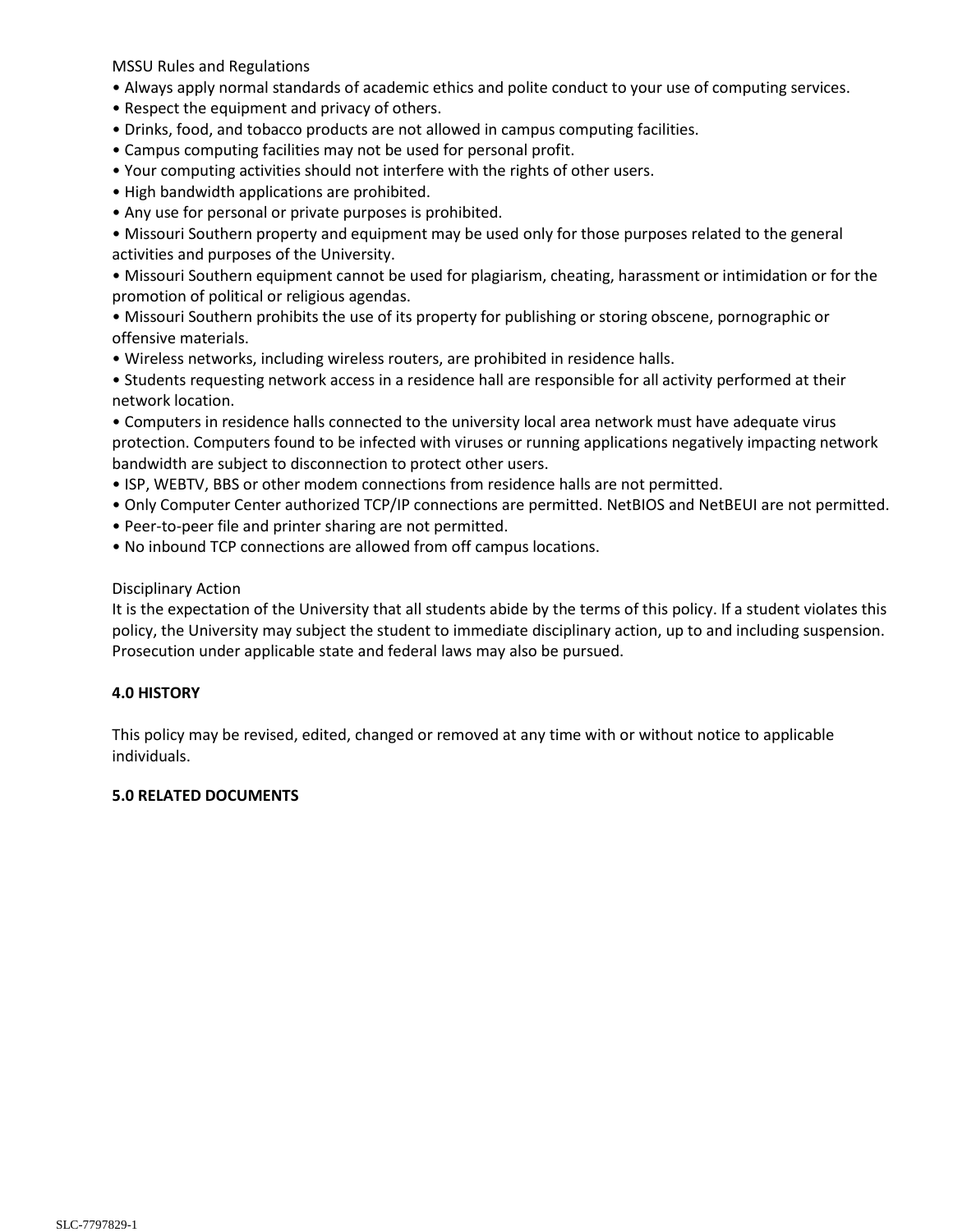MSSU Rules and Regulations

- Always apply normal standards of academic ethics and polite conduct to your use of computing services.
- Respect the equipment and privacy of others.
- Drinks, food, and tobacco products are not allowed in campus computing facilities.
- Campus computing facilities may not be used for personal profit.
- Your computing activities should not interfere with the rights of other users.
- High bandwidth applications are prohibited.
- Any use for personal or private purposes is prohibited.
- Missouri Southern property and equipment may be used only for those purposes related to the general activities and purposes of the University.
- Missouri Southern equipment cannot be used for plagiarism, cheating, harassment or intimidation or for the promotion of political or religious agendas.
- Missouri Southern prohibits the use of its property for publishing or storing obscene, pornographic or offensive materials.
- Wireless networks, including wireless routers, are prohibited in residence halls.
- Students requesting network access in a residence hall are responsible for all activity performed at their network location.
- Computers in residence halls connected to the university local area network must have adequate virus protection. Computers found to be infected with viruses or running applications negatively impacting network bandwidth are subject to disconnection to protect other users.
- ISP, WEBTV, BBS or other modem connections from residence halls are not permitted.
- Only Computer Center authorized TCP/IP connections are permitted. NetBIOS and NetBEUI are not permitted.
- Peer-to-peer file and printer sharing are not permitted.
- No inbound TCP connections are allowed from off campus locations.

Disciplinary Action

It is the expectation of the University that all students abide by the terms of this policy. If a student violates this policy, the University may subject the student to immediate disciplinary action, up to and including suspension. Prosecution under applicable state and federal laws may also be pursued.

## 4.0 HISTORY

This policy may be revised, edited, changed or removed at any time with or without notice to applicable individuals.

## 5.0 RELATED DOCUMENTS

SLC-7797829-1